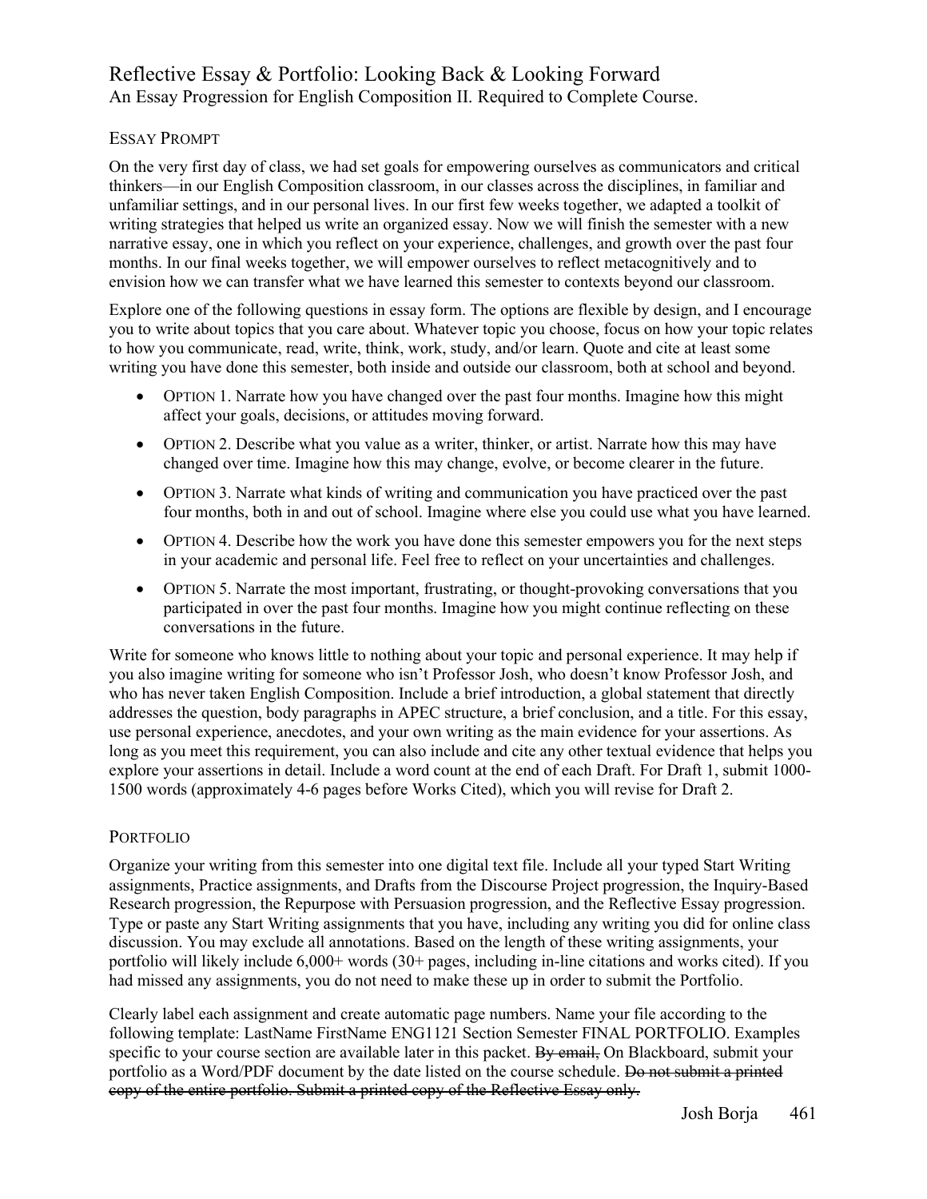# Reflective Essay & Portfolio: Looking Back & Looking Forward

An Essay Progression for English Composition II. Required to Complete Course.

## Essay Prompt

On the very first day of class, we had set goals for empowering ourselves as communicators and critical thinkers—in our English Composition classroom, in our classes across the disciplines, in familiar and unfamiliar settings, and in our personal lives. In our first few weeks together, we adapted a toolkit of writing strategies that helped us write an organized essay. Now we will finish the semester with a new narrative essay, one in which you reflect on your experience, challenges, and growth over the past four months. In our final weeks together, we will empower ourselves to reflect metacognitively and to envision how we can transfer what we have learned this semester to contexts beyond our classroom.

Explore one of the following questions in essay form. The options are flexible by design, and I encourage you to write about topics that you care about. Whatever topic you choose, focus on how your topic relates to how you communicate, read, write, think, work, study, and/or learn. Quote and cite at least some writing you have done this semester, both inside and outside our classroom, both at school and beyond.

- Option 1. Narrate how you have changed over the past four months. Imagine how this might affect your goals, decisions, or attitudes moving forward.
- Option 2. Describe what you value as a writer, thinker, or artist. Narrate how this may have changed over time. Imagine how this may change, evolve, or become clearer in the future.
- Option 3. Narrate what kinds of writing and communication you have practiced over the past four months, both in and out of school. Imagine where else you could use what you have learned.
- Option 4. Describe how the work you have done this semester empowers you for the next steps in your academic and personal life. Feel free to reflect on your uncertainties and challenges.
- Option 5. Narrate the most important, frustrating, or thought-provoking conversations that you participated in over the past four months. Imagine how you might continue reflecting on these conversations in the future.

Write for someone who knows little to nothing about your topic and personal experience. It may help if you also imagine writing for someone who isn't Professor Josh, who doesn't know Professor Josh, and who has never taken English Composition. Include a brief introduction, a global statement that directly addresses the question, body paragraphs in APEC structure, a brief conclusion, and a title. For this essay, use personal experience, anecdotes, and your own writing as the main evidence for your assertions. As long as you meet this requirement, you can also include and cite any other textual evidence that helps you explore your assertions in detail. Include a word count at the end of each Draft. For Draft 1, submit 1000-1500 words (approximately 4-6 pages before Works Cited), which you will revise for Draft 2.

## Portfolio

Organize your writing from this semester into one digital text file. Include all your typed Start Writing assignments, Practice assignments, and Drafts from the Discourse Project progression, the Inquiry-Based Research progression, the Repurpose with Persuasion progression, and the Reflective Essay progression. Type or paste any Start Writing assignments that you have, including any writing you did for online class discussion. You may exclude all annotations. Based on the length of these writing assignments, your portfolio will likely include 6,000+ words (30+ pages, including in-line citations and works cited). If you had missed any assignments, you do not need to make these up in order to submit the Portfolio.

Clearly label each assignment and create automatic page numbers. Name your file according to the following template: LastName FirstName ENG1121 Section Semester FINAL PORTFOLIO. Examples specific to your course section are available later in this packet. ~~By email,~~ On Blackboard, submit your portfolio as a Word/PDF document by the date listed on the course schedule. ~~Do not submit a printed copy of the entire portfolio. Submit a printed copy of the Reflective Essay only.~~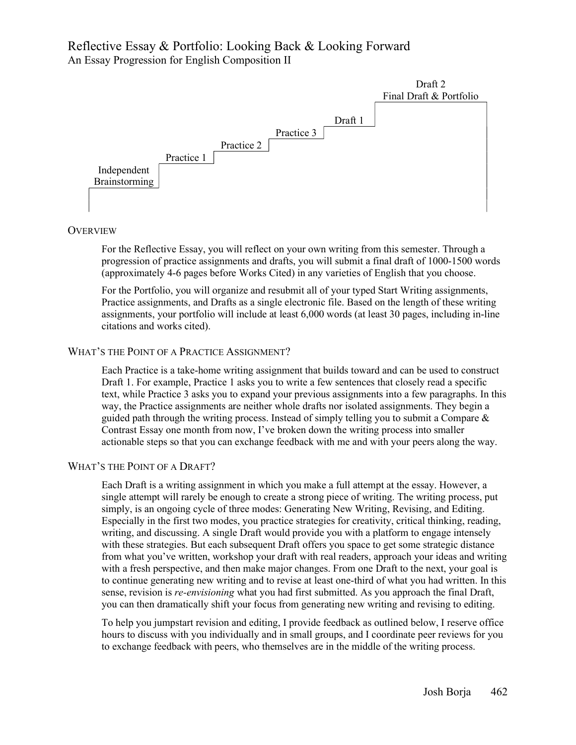# Reflective Essay & Portfolio: Looking Back & Looking Forward

An Essay Progression for English Composition II

Independent Brainstorming → Practice 1 → Practice 2 → Practice 3 → Draft 1 → Draft 2 Final Draft & Portfolio

## Overview

For the Reflective Essay, you will reflect on your own writing from this semester. Through a progression of practice assignments and drafts, you will submit a final draft of 1000-1500 words (approximately 4-6 pages before Works Cited) in any varieties of English that you choose.

For the Portfolio, you will organize and resubmit all of your typed Start Writing assignments, Practice assignments, and Drafts as a single electronic file. Based on the length of these writing assignments, your portfolio will include at least 6,000 words (at least 30 pages, including in-line citations and works cited).

## What's the Point of a Practice Assignment?

Each Practice is a take-home writing assignment that builds toward and can be used to construct Draft 1. For example, Practice 1 asks you to write a few sentences that closely read a specific text, while Practice 3 asks you to expand your previous assignments into a few paragraphs. In this way, the Practice assignments are neither whole drafts nor isolated assignments. They begin a guided path through the writing process. Instead of simply telling you to submit a Compare & Contrast Essay one month from now, I've broken down the writing process into smaller actionable steps so that you can exchange feedback with me and with your peers along the way.

## What's the Point of a Draft?

Each Draft is a writing assignment in which you make a full attempt at the essay. However, a single attempt will rarely be enough to create a strong piece of writing. The writing process, put simply, is an ongoing cycle of three modes: Generating New Writing, Revising, and Editing. Especially in the first two modes, you practice strategies for creativity, critical thinking, reading, writing, and discussing. A single Draft would provide you with a platform to engage intensely with these strategies. But each subsequent Draft offers you space to get some strategic distance from what you've written, workshop your draft with real readers, approach your ideas and writing with a fresh perspective, and then make major changes. From one Draft to the next, your goal is to continue generating new writing and to revise at least one-third of what you had written. In this sense, revision is *re-envisioning* what you had first submitted. As you approach the final Draft, you can then dramatically shift your focus from generating new writing and revising to editing.

To help you jumpstart revision and editing, I provide feedback as outlined below, I reserve office hours to discuss with you individually and in small groups, and I coordinate peer reviews for you to exchange feedback with peers, who themselves are in the middle of the writing process.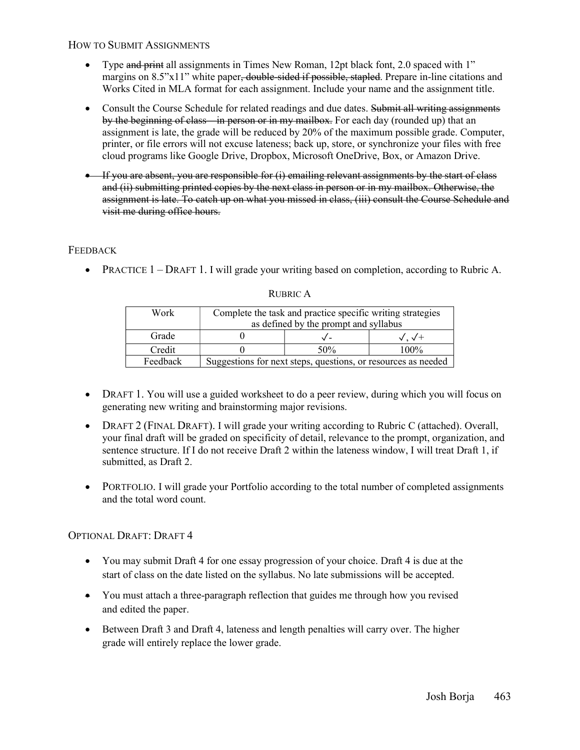HOW TO SUBMIT ASSIGNMENTS

- Type ~~and print~~ all assignments in Times New Roman, 12pt black font, 2.0 spaced with 1" margins on 8.5"x11" white paper~~, double-sided if possible, stapled~~. Prepare in-line citations and Works Cited in MLA format for each assignment. Include your name and the assignment title.

- Consult the Course Schedule for related readings and due dates. ~~Submit all writing assignments by the beginning of class—in person or in my mailbox.~~ For each day (rounded up) that an assignment is late, the grade will be reduced by 20% of the maximum possible grade. Computer, printer, or file errors will not excuse lateness; back up, store, or synchronize your files with free cloud programs like Google Drive, Dropbox, Microsoft OneDrive, Box, or Amazon Drive.

- ~~If you are absent, you are responsible for (i) emailing relevant assignments by the start of class and (ii) submitting printed copies by the next class in person or in my mailbox. Otherwise, the assignment is late. To catch up on what you missed in class, (iii) consult the Course Schedule and visit me during office hours.~~

FEEDBACK

- PRACTICE 1 – DRAFT 1. I will grade your writing based on completion, according to Rubric A.

RUBRIC A

| Work | Complete the task and practice specific writing strategies as defined by the prompt and syllabus | | |
|---|---|---|---|
| Grade | 0 | ✓- | ✓, ✓+ |
| Credit | 0 | 50% | 100% |
| Feedback | Suggestions for next steps, questions, or resources as needed | | |

- DRAFT 1. You will use a guided worksheet to do a peer review, during which you will focus on generating new writing and brainstorming major revisions.

- DRAFT 2 (FINAL DRAFT). I will grade your writing according to Rubric C (attached). Overall, your final draft will be graded on specificity of detail, relevance to the prompt, organization, and sentence structure. If I do not receive Draft 2 within the lateness window, I will treat Draft 1, if submitted, as Draft 2.

- PORTFOLIO. I will grade your Portfolio according to the total number of completed assignments and the total word count.

OPTIONAL DRAFT: DRAFT 4

- You may submit Draft 4 for one essay progression of your choice. Draft 4 is due at the start of class on the date listed on the syllabus. No late submissions will be accepted.

- You must attach a three-paragraph reflection that guides me through how you revised and edited the paper.

- Between Draft 3 and Draft 4, lateness and length penalties will carry over. The higher grade will entirely replace the lower grade.